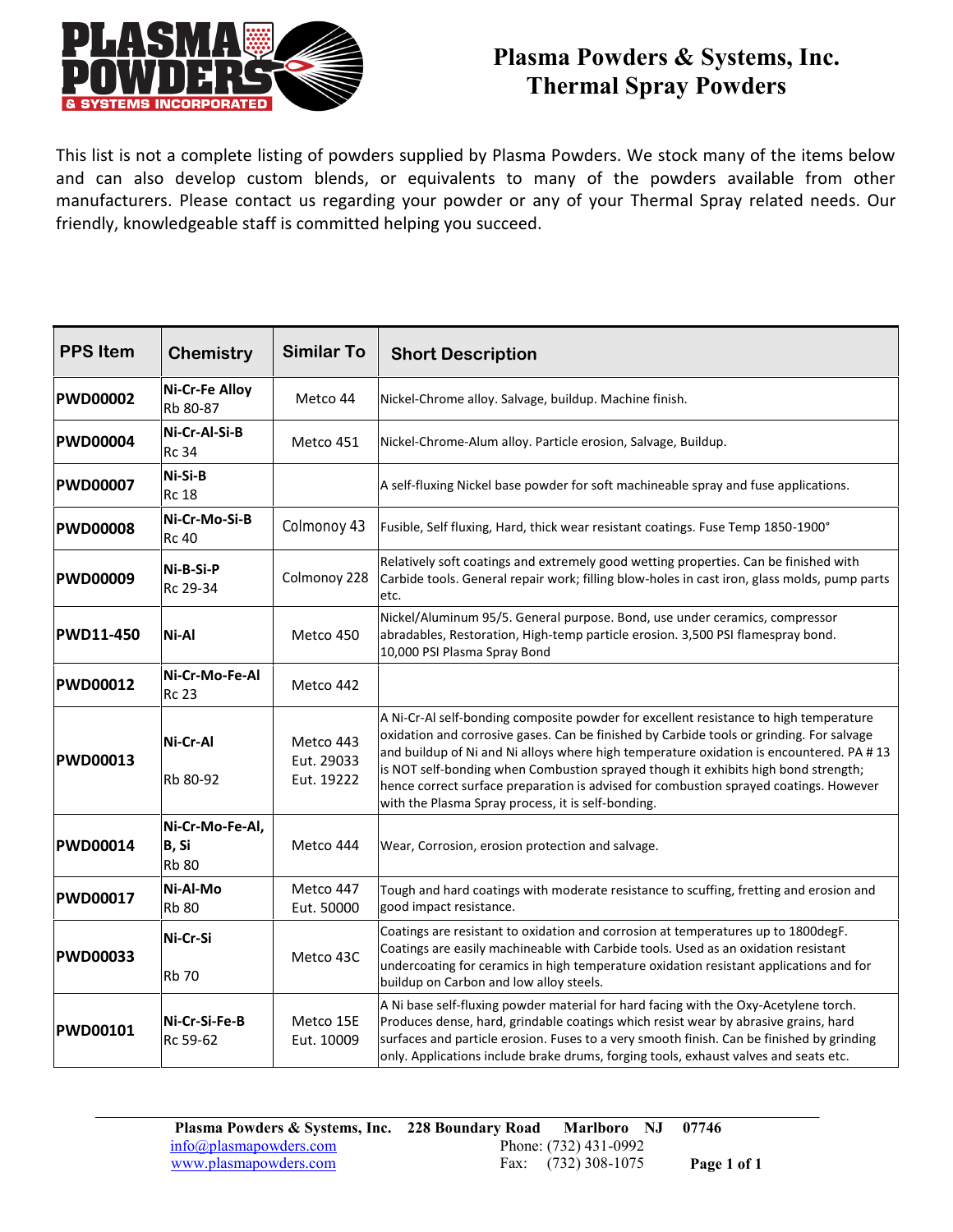# Plasma Powders & Systems, Inc.
# Thermal Spray Powders

This list is not a complete listing of powders supplied by Plasma Powders. We stock many of the items below and can also develop custom blends, or equivalents to many of the powders available from other manufacturers. Please contact us regarding your powder or any of your Thermal Spray related needs. Our friendly, knowledgeable staff is committed helping you succeed.

| PPS Item | Chemistry | Similar To | Short Description |
|---|---|---|---|
| **PWD00002** | **Ni-Cr-Fe Alloy** Rb 80-87 | Metco 44 | Nickel-Chrome alloy. Salvage, buildup. Machine finish. |
| **PWD00004** | **Ni-Cr-Al-Si-B** Rc 34 | Metco 451 | Nickel-Chrome-Alum alloy. Particle erosion, Salvage, Buildup. |
| **PWD00007** | **Ni-Si-B** Rc 18 | | A self-fluxing Nickel base powder for soft machineable spray and fuse applications. |
| **PWD00008** | **Ni-Cr-Mo-Si-B** Rc 40 | Colmonoy 43 | Fusible, Self fluxing, Hard, thick wear resistant coatings. Fuse Temp 1850-1900° |
| **PWD00009** | **Ni-B-Si-P** Rc 29-34 | Colmonoy 228 | Relatively soft coatings and extremely good wetting properties. Can be finished with Carbide tools. General repair work; filling blow-holes in cast iron, glass molds, pump parts etc. |
| **PWD11-450** | **Ni-Al** | Metco 450 | Nickel/Aluminum 95/5. General purpose. Bond, use under ceramics, compressor abradables, Restoration, High-temp particle erosion. 3,500 PSI flamespray bond. 10,000 PSI Plasma Spray Bond |
| **PWD00012** | **Ni-Cr-Mo-Fe-Al** Rc 23 | Metco 442 | |
| **PWD00013** | **Ni-Cr-Al** Rb 80-92 | Metco 443 Eut. 29033 Eut. 19222 | A Ni-Cr-Al self-bonding composite powder for excellent resistance to high temperature oxidation and corrosive gases. Can be finished by Carbide tools or grinding. For salvage and buildup of Ni and Ni alloys where high temperature oxidation is encountered. PA # 13 is NOT self-bonding when Combustion sprayed though it exhibits high bond strength; hence correct surface preparation is advised for combustion sprayed coatings. However with the Plasma Spray process, it is self-bonding. |
| **PWD00014** | **Ni-Cr-Mo-Fe-Al, B, Si** Rb 80 | Metco 444 | Wear, Corrosion, erosion protection and salvage. |
| **PWD00017** | **Ni-Al-Mo** Rb 80 | Metco 447 Eut. 50000 | Tough and hard coatings with moderate resistance to scuffing, fretting and erosion and good impact resistance. |
| **PWD00033** | **Ni-Cr-Si** Rb 70 | Metco 43C | Coatings are resistant to oxidation and corrosion at temperatures up to 1800degF. Coatings are easily machineable with Carbide tools. Used as an oxidation resistant undercoating for ceramics in high temperature oxidation resistant applications and for buildup on Carbon and low alloy steels. |
| **PWD00101** | **Ni-Cr-Si-Fe-B** Rc 59-62 | Metco 15E Eut. 10009 | A Ni base self-fluxing powder material for hard facing with the Oxy-Acetylene torch. Produces dense, hard, grindable coatings which resist wear by abrasive grains, hard surfaces and particle erosion. Fuses to a very smooth finish. Can be finished by grinding only. Applications include brake drums, forging tools, exhaust valves and seats etc. |

**Plasma Powders & Systems, Inc. 228 Boundary Road Marlboro NJ 07746**
info@plasmapowders.com Phone: (732) 431-0992
www.plasmapowders.com Fax: (732) 308-1075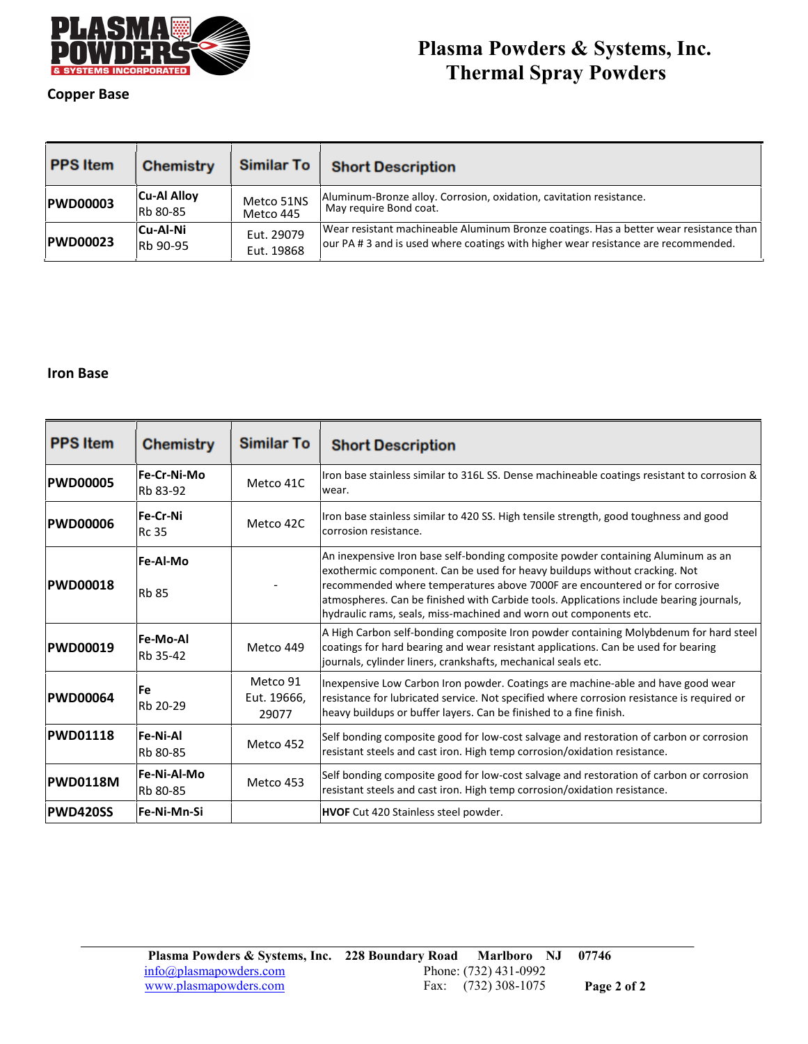## Copper Base

| PPS Item | Chemistry | Similar To | Short Description |
|---|---|---|---|
| **PWD00003** | **Cu-Al Alloy** Rb 80-85 | Metco 51NS Metco 445 | Aluminum-Bronze alloy. Corrosion, oxidation, cavitation resistance. May require Bond coat. |
| **PWD00023** | **Cu-Al-Ni** Rb 90-95 | Eut. 29079 Eut. 19868 | Wear resistant machineable Aluminum Bronze coatings. Has a better wear resistance than our PA # 3 and is used where coatings with higher wear resistance are recommended. |

## Iron Base

| PPS Item | Chemistry | Similar To | Short Description |
|---|---|---|---|
| **PWD00005** | **Fe-Cr-Ni-Mo** Rb 83-92 | Metco 41C | Iron base stainless similar to 316L SS. Dense machineable coatings resistant to corrosion & wear. |
| **PWD00006** | **Fe-Cr-Ni** Rc 35 | Metco 42C | Iron base stainless similar to 420 SS. High tensile strength, good toughness and good corrosion resistance. |
| **PWD00018** | **Fe-Al-Mo** Rb 85 | - | An inexpensive Iron base self-bonding composite powder containing Aluminum as an exothermic component. Can be used for heavy buildups without cracking. Not recommended where temperatures above 7000F are encountered or for corrosive atmospheres. Can be finished with Carbide tools. Applications include bearing journals, hydraulic rams, seals, miss-machined and worn out components etc. |
| **PWD00019** | **Fe-Mo-Al** Rb 35-42 | Metco 449 | A High Carbon self-bonding composite Iron powder containing Molybdenum for hard steel coatings for hard bearing and wear resistant applications. Can be used for bearing journals, cylinder liners, crankshafts, mechanical seals etc. |
| **PWD00064** | **Fe** Rb 20-29 | Metco 91 Eut. 19666, 29077 | Inexpensive Low Carbon Iron powder. Coatings are machine-able and have good wear resistance for lubricated service. Not specified where corrosion resistance is required or heavy buildups or buffer layers. Can be finished to a fine finish. |
| **PWD01118** | **Fe-Ni-Al** Rb 80-85 | Metco 452 | Self bonding composite good for low-cost salvage and restoration of carbon or corrosion resistant steels and cast iron. High temp corrosion/oxidation resistance. |
| **PWD0118M** | **Fe-Ni-Al-Mo** Rb 80-85 | Metco 453 | Self bonding composite good for low-cost salvage and restoration of carbon or corrosion resistant steels and cast iron. High temp corrosion/oxidation resistance. |
| **PWD420SS** | **Fe-Ni-Mn-Si** | | **HVOF** Cut 420 Stainless steel powder. |

**Plasma Powders & Systems, Inc. 228 Boundary Road Marlboro NJ 07746**
info@plasmapowders.com Phone: (732) 431-0992
www.plasmapowders.com Fax: (732) 308-1075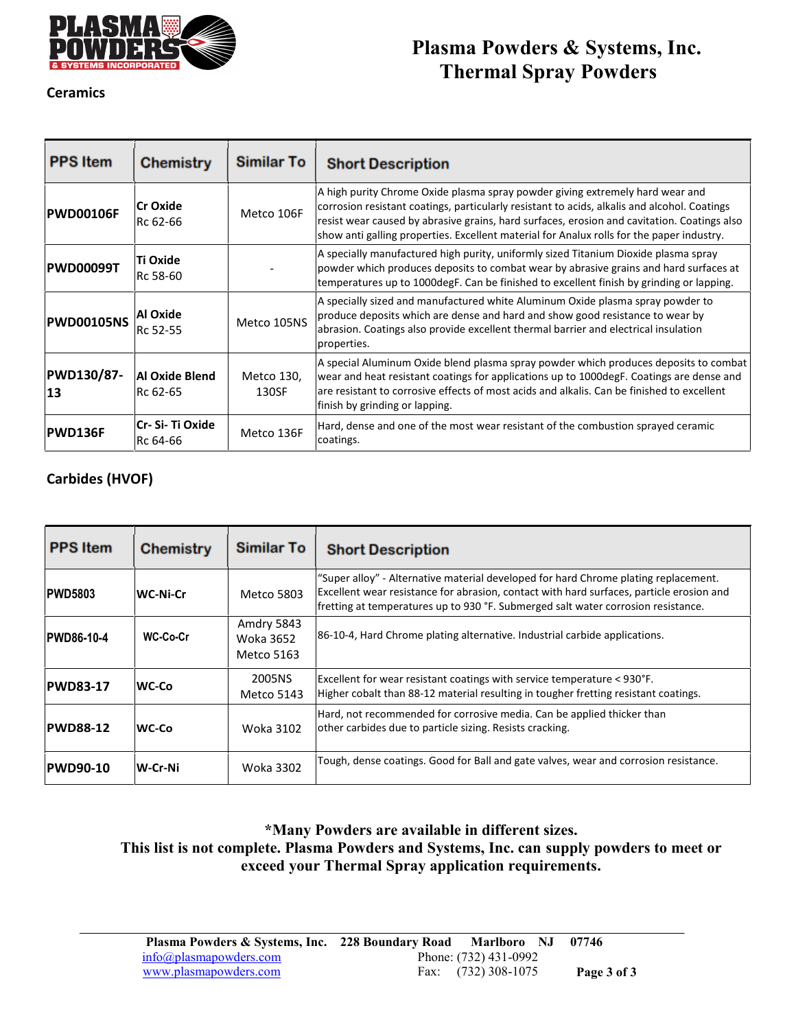# Plasma Powders & Systems, Inc.
# Thermal Spray Powders

## Ceramics

| PPS Item | Chemistry | Similar To | Short Description |
|---|---|---|---|
| **PWD00106F** | **Cr Oxide** Rc 62-66 | Metco 106F | A high purity Chrome Oxide plasma spray powder giving extremely hard wear and corrosion resistant coatings, particularly resistant to acids, alkalis and alcohol. Coatings resist wear caused by abrasive grains, hard surfaces, erosion and cavitation. Coatings also show anti galling properties. Excellent material for Analux rolls for the paper industry. |
| **PWD00099T** | **Ti Oxide** Rc 58-60 | - | A specially manufactured high purity, uniformly sized Titanium Dioxide plasma spray powder which produces deposits to combat wear by abrasive grains and hard surfaces at temperatures up to 1000degF. Can be finished to excellent finish by grinding or lapping. |
| **PWD00105NS** | **Al Oxide** Rc 52-55 | Metco 105NS | A specially sized and manufactured white Aluminum Oxide plasma spray powder to produce deposits which are dense and hard and show good resistance to wear by abrasion. Coatings also provide excellent thermal barrier and electrical insulation properties. |
| **PWD130/87-13** | **Al Oxide Blend** Rc 62-65 | Metco 130, 130SF | A special Aluminum Oxide blend plasma spray powder which produces deposits to combat wear and heat resistant coatings for applications up to 1000degF. Coatings are dense and are resistant to corrosive effects of most acids and alkalis. Can be finished to excellent finish by grinding or lapping. |
| **PWD136F** | **Cr- Si- Ti Oxide** Rc 64-66 | Metco 136F | Hard, dense and one of the most wear resistant of the combustion sprayed ceramic coatings. |

## Carbides (HVOF)

| PPS Item | Chemistry | Similar To | Short Description |
|---|---|---|---|
| **PWD5803** | **WC-Ni-Cr** | Metco 5803 | "Super alloy" - Alternative material developed for hard Chrome plating replacement. Excellent wear resistance for abrasion, contact with hard surfaces, particle erosion and fretting at temperatures up to 930 °F. Submerged salt water corrosion resistance. |
| **PWD86-10-4** | **WC-Co-Cr** | Amdry 5843 Woka 3652 Metco 5163 | 86-10-4, Hard Chrome plating alternative. Industrial carbide applications. |
| **PWD83-17** | **WC-Co** | 2005NS Metco 5143 | Excellent for wear resistant coatings with service temperature < 930°F. Higher cobalt than 88-12 material resulting in tougher fretting resistant coatings. |
| **PWD88-12** | **WC-Co** | Woka 3102 | Hard, not recommended for corrosive media. Can be applied thicker than other carbides due to particle sizing. Resists cracking. |
| **PWD90-10** | **W-Cr-Ni** | Woka 3302 | Tough, dense coatings. Good for Ball and gate valves, wear and corrosion resistance. |

**\*Many Powders are available in different sizes.**
**This list is not complete. Plasma Powders and Systems, Inc. can supply powders to meet or exceed your Thermal Spray application requirements.**

**Plasma Powders & Systems, Inc. 228 Boundary Road Marlboro NJ 07746**
info@plasmapowders.com Phone: (732) 431-0992
www.plasmapowders.com Fax: (732) 308-1075